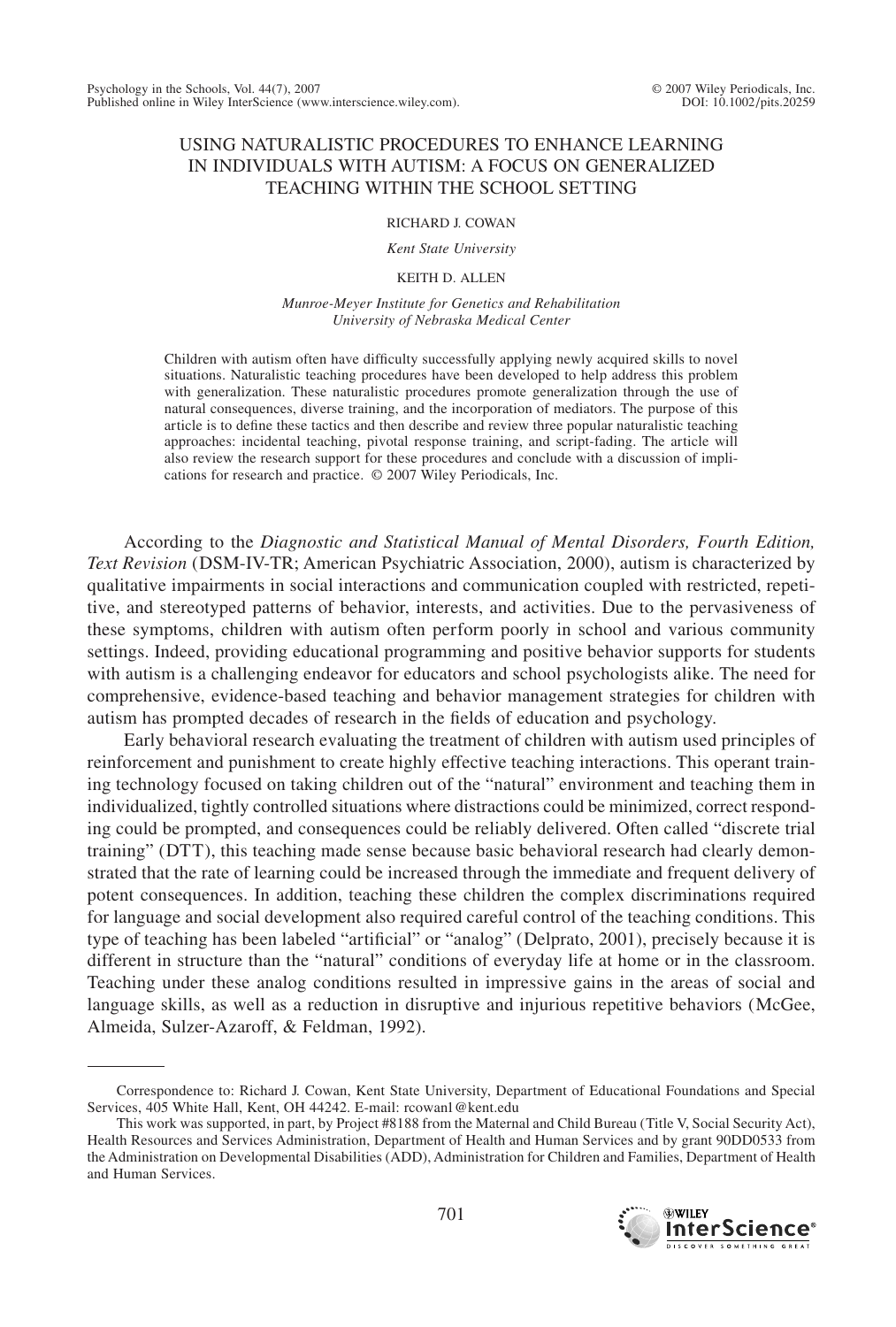# USING NATURALISTIC PROCEDURES TO ENHANCE LEARNING IN INDIVIDUALS WITH AUTISM: A FOCUS ON GENERALIZED TEACHING WITHIN THE SCHOOL SETTING

RICHARD J. COWAN

*Kent State University*

KEITH D. ALLEN

*Munroe-Meyer Institute for Genetics and Rehabilitation*
*University of Nebraska Medical Center*

Children with autism often have difficulty successfully applying newly acquired skills to novel situations. Naturalistic teaching procedures have been developed to help address this problem with generalization. These naturalistic procedures promote generalization through the use of natural consequences, diverse training, and the incorporation of mediators. The purpose of this article is to define these tactics and then describe and review three popular naturalistic teaching approaches: incidental teaching, pivotal response training, and script-fading. The article will also review the research support for these procedures and conclude with a discussion of implications for research and practice. © 2007 Wiley Periodicals, Inc.

According to the *Diagnostic and Statistical Manual of Mental Disorders, Fourth Edition, Text Revision* (DSM-IV-TR; American Psychiatric Association, 2000), autism is characterized by qualitative impairments in social interactions and communication coupled with restricted, repetitive, and stereotyped patterns of behavior, interests, and activities. Due to the pervasiveness of these symptoms, children with autism often perform poorly in school and various community settings. Indeed, providing educational programming and positive behavior supports for students with autism is a challenging endeavor for educators and school psychologists alike. The need for comprehensive, evidence-based teaching and behavior management strategies for children with autism has prompted decades of research in the fields of education and psychology.

Early behavioral research evaluating the treatment of children with autism used principles of reinforcement and punishment to create highly effective teaching interactions. This operant training technology focused on taking children out of the "natural" environment and teaching them in individualized, tightly controlled situations where distractions could be minimized, correct responding could be prompted, and consequences could be reliably delivered. Often called "discrete trial training" (DTT), this teaching made sense because basic behavioral research had clearly demonstrated that the rate of learning could be increased through the immediate and frequent delivery of potent consequences. In addition, teaching these children the complex discriminations required for language and social development also required careful control of the teaching conditions. This type of teaching has been labeled "artificial" or "analog" (Delprato, 2001), precisely because it is different in structure than the "natural" conditions of everyday life at home or in the classroom. Teaching under these analog conditions resulted in impressive gains in the areas of social and language skills, as well as a reduction in disruptive and injurious repetitive behaviors (McGee, Almeida, Sulzer-Azaroff, & Feldman, 1992).

---

Correspondence to: Richard J. Cowan, Kent State University, Department of Educational Foundations and Special Services, 405 White Hall, Kent, OH 44242. E-mail: rcowanl@kent.edu

This work was supported, in part, by Project #8188 from the Maternal and Child Bureau (Title V, Social Security Act), Health Resources and Services Administration, Department of Health and Human Services and by grant 90DD0533 from the Administration on Developmental Disabilities (ADD), Administration for Children and Families, Department of Health and Human Services.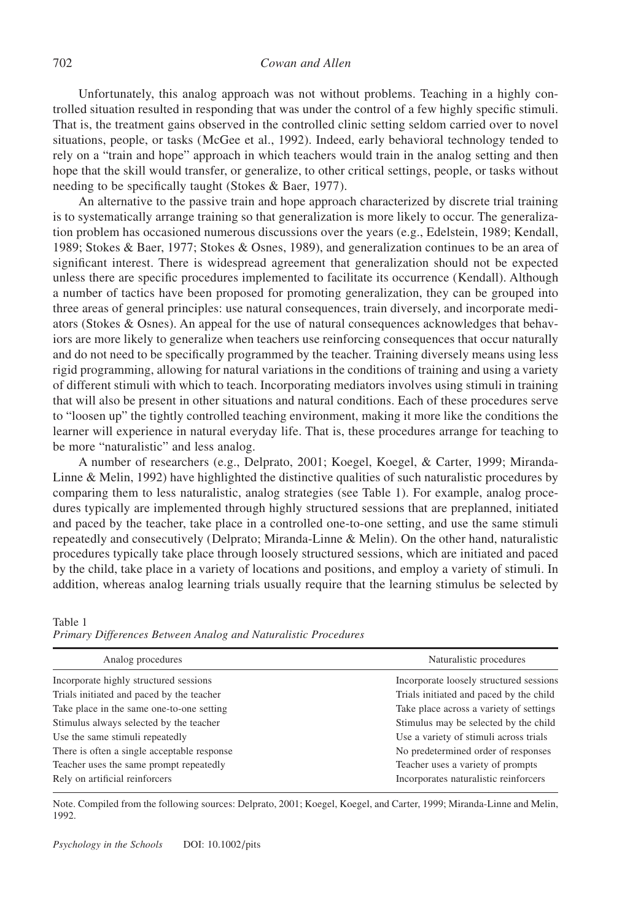Unfortunately, this analog approach was not without problems. Teaching in a highly controlled situation resulted in responding that was under the control of a few highly specific stimuli. That is, the treatment gains observed in the controlled clinic setting seldom carried over to novel situations, people, or tasks (McGee et al., 1992). Indeed, early behavioral technology tended to rely on a "train and hope" approach in which teachers would train in the analog setting and then hope that the skill would transfer, or generalize, to other critical settings, people, or tasks without needing to be specifically taught (Stokes & Baer, 1977).

An alternative to the passive train and hope approach characterized by discrete trial training is to systematically arrange training so that generalization is more likely to occur. The generalization problem has occasioned numerous discussions over the years (e.g., Edelstein, 1989; Kendall, 1989; Stokes & Baer, 1977; Stokes & Osnes, 1989), and generalization continues to be an area of significant interest. There is widespread agreement that generalization should not be expected unless there are specific procedures implemented to facilitate its occurrence (Kendall). Although a number of tactics have been proposed for promoting generalization, they can be grouped into three areas of general principles: use natural consequences, train diversely, and incorporate mediators (Stokes & Osnes). An appeal for the use of natural consequences acknowledges that behaviors are more likely to generalize when teachers use reinforcing consequences that occur naturally and do not need to be specifically programmed by the teacher. Training diversely means using less rigid programming, allowing for natural variations in the conditions of training and using a variety of different stimuli with which to teach. Incorporating mediators involves using stimuli in training that will also be present in other situations and natural conditions. Each of these procedures serve to "loosen up" the tightly controlled teaching environment, making it more like the conditions the learner will experience in natural everyday life. That is, these procedures arrange for teaching to be more "naturalistic" and less analog.

A number of researchers (e.g., Delprato, 2001; Koegel, Koegel, & Carter, 1999; Miranda-Linne & Melin, 1992) have highlighted the distinctive qualities of such naturalistic procedures by comparing them to less naturalistic, analog strategies (see Table 1). For example, analog procedures typically are implemented through highly structured sessions that are preplanned, initiated and paced by the teacher, take place in a controlled one-to-one setting, and use the same stimuli repeatedly and consecutively (Delprato; Miranda-Linne & Melin). On the other hand, naturalistic procedures typically take place through loosely structured sessions, which are initiated and paced by the child, take place in a variety of locations and positions, and employ a variety of stimuli. In addition, whereas analog learning trials usually require that the learning stimulus be selected by

Table 1
*Primary Differences Between Analog and Naturalistic Procedures*

| Analog procedures | Naturalistic procedures |
|---|---|
| Incorporate highly structured sessions | Incorporate loosely structured sessions |
| Trials initiated and paced by the teacher | Trials initiated and paced by the child |
| Take place in the same one-to-one setting | Take place across a variety of settings |
| Stimulus always selected by the teacher | Stimulus may be selected by the child |
| Use the same stimuli repeatedly | Use a variety of stimuli across trials |
| There is often a single acceptable response | No predetermined order of responses |
| Teacher uses the same prompt repeatedly | Teacher uses a variety of prompts |
| Rely on artificial reinforcers | Incorporates naturalistic reinforcers |

Note. Compiled from the following sources: Delprato, 2001; Koegel, Koegel, and Carter, 1999; Miranda-Linne and Melin, 1992.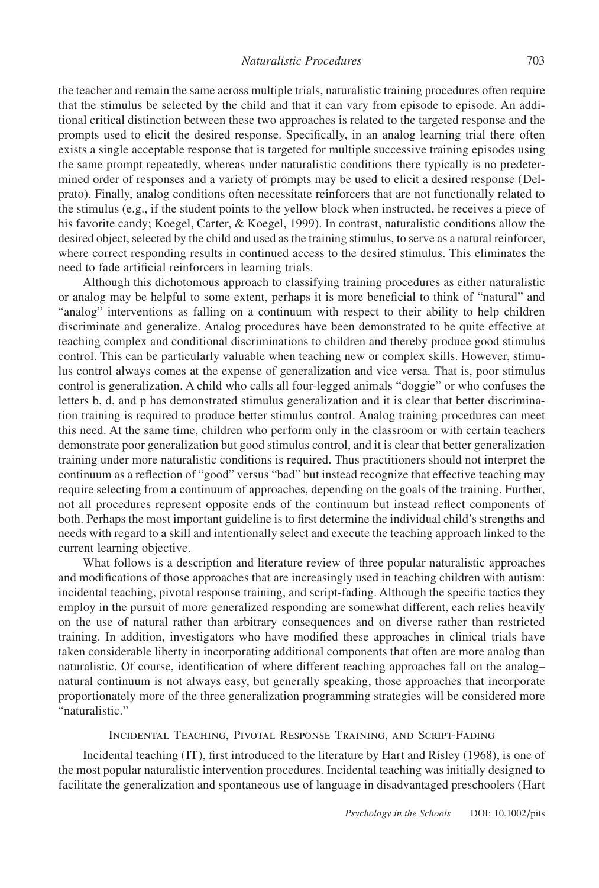the teacher and remain the same across multiple trials, naturalistic training procedures often require that the stimulus be selected by the child and that it can vary from episode to episode. An additional critical distinction between these two approaches is related to the targeted response and the prompts used to elicit the desired response. Specifically, in an analog learning trial there often exists a single acceptable response that is targeted for multiple successive training episodes using the same prompt repeatedly, whereas under naturalistic conditions there typically is no predetermined order of responses and a variety of prompts may be used to elicit a desired response (Delprato). Finally, analog conditions often necessitate reinforcers that are not functionally related to the stimulus (e.g., if the student points to the yellow block when instructed, he receives a piece of his favorite candy; Koegel, Carter, & Koegel, 1999). In contrast, naturalistic conditions allow the desired object, selected by the child and used as the training stimulus, to serve as a natural reinforcer, where correct responding results in continued access to the desired stimulus. This eliminates the need to fade artificial reinforcers in learning trials.

Although this dichotomous approach to classifying training procedures as either naturalistic or analog may be helpful to some extent, perhaps it is more beneficial to think of "natural" and "analog" interventions as falling on a continuum with respect to their ability to help children discriminate and generalize. Analog procedures have been demonstrated to be quite effective at teaching complex and conditional discriminations to children and thereby produce good stimulus control. This can be particularly valuable when teaching new or complex skills. However, stimulus control always comes at the expense of generalization and vice versa. That is, poor stimulus control is generalization. A child who calls all four-legged animals "doggie" or who confuses the letters b, d, and p has demonstrated stimulus generalization and it is clear that better discrimination training is required to produce better stimulus control. Analog training procedures can meet this need. At the same time, children who perform only in the classroom or with certain teachers demonstrate poor generalization but good stimulus control, and it is clear that better generalization training under more naturalistic conditions is required. Thus practitioners should not interpret the continuum as a reflection of "good" versus "bad" but instead recognize that effective teaching may require selecting from a continuum of approaches, depending on the goals of the training. Further, not all procedures represent opposite ends of the continuum but instead reflect components of both. Perhaps the most important guideline is to first determine the individual child's strengths and needs with regard to a skill and intentionally select and execute the teaching approach linked to the current learning objective.

What follows is a description and literature review of three popular naturalistic approaches and modifications of those approaches that are increasingly used in teaching children with autism: incidental teaching, pivotal response training, and script-fading. Although the specific tactics they employ in the pursuit of more generalized responding are somewhat different, each relies heavily on the use of natural rather than arbitrary consequences and on diverse rather than restricted training. In addition, investigators who have modified these approaches in clinical trials have taken considerable liberty in incorporating additional components that often are more analog than naturalistic. Of course, identification of where different teaching approaches fall on the analog–natural continuum is not always easy, but generally speaking, those approaches that incorporate proportionately more of the three generalization programming strategies will be considered more "naturalistic."

## Incidental Teaching, Pivotal Response Training, and Script-Fading

Incidental teaching (IT), first introduced to the literature by Hart and Risley (1968), is one of the most popular naturalistic intervention procedures. Incidental teaching was initially designed to facilitate the generalization and spontaneous use of language in disadvantaged preschoolers (Hart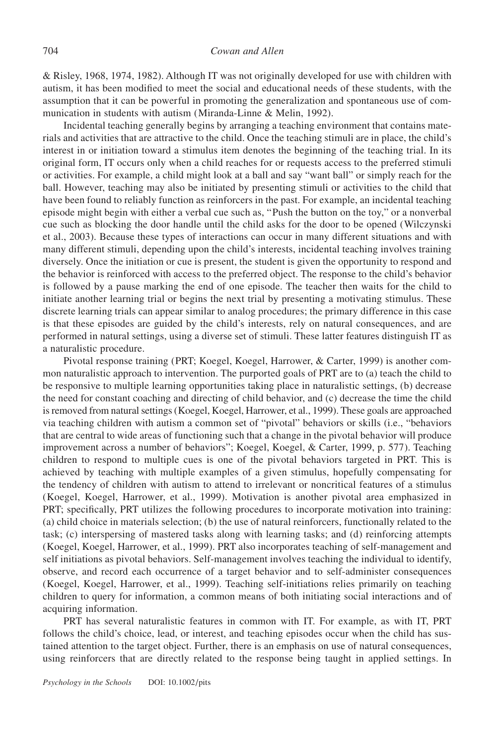& Risley, 1968, 1974, 1982). Although IT was not originally developed for use with children with autism, it has been modified to meet the social and educational needs of these students, with the assumption that it can be powerful in promoting the generalization and spontaneous use of communication in students with autism (Miranda-Linne & Melin, 1992).

Incidental teaching generally begins by arranging a teaching environment that contains materials and activities that are attractive to the child. Once the teaching stimuli are in place, the child's interest in or initiation toward a stimulus item denotes the beginning of the teaching trial. In its original form, IT occurs only when a child reaches for or requests access to the preferred stimuli or activities. For example, a child might look at a ball and say "want ball" or simply reach for the ball. However, teaching may also be initiated by presenting stimuli or activities to the child that have been found to reliably function as reinforcers in the past. For example, an incidental teaching episode might begin with either a verbal cue such as, "Push the button on the toy," or a nonverbal cue such as blocking the door handle until the child asks for the door to be opened (Wilczynski et al., 2003). Because these types of interactions can occur in many different situations and with many different stimuli, depending upon the child's interests, incidental teaching involves training diversely. Once the initiation or cue is present, the student is given the opportunity to respond and the behavior is reinforced with access to the preferred object. The response to the child's behavior is followed by a pause marking the end of one episode. The teacher then waits for the child to initiate another learning trial or begins the next trial by presenting a motivating stimulus. These discrete learning trials can appear similar to analog procedures; the primary difference in this case is that these episodes are guided by the child's interests, rely on natural consequences, and are performed in natural settings, using a diverse set of stimuli. These latter features distinguish IT as a naturalistic procedure.

Pivotal response training (PRT; Koegel, Koegel, Harrower, & Carter, 1999) is another common naturalistic approach to intervention. The purported goals of PRT are to (a) teach the child to be responsive to multiple learning opportunities taking place in naturalistic settings, (b) decrease the need for constant coaching and directing of child behavior, and (c) decrease the time the child is removed from natural settings (Koegel, Koegel, Harrower, et al., 1999). These goals are approached via teaching children with autism a common set of "pivotal" behaviors or skills (i.e., "behaviors that are central to wide areas of functioning such that a change in the pivotal behavior will produce improvement across a number of behaviors"; Koegel, Koegel, & Carter, 1999, p. 577). Teaching children to respond to multiple cues is one of the pivotal behaviors targeted in PRT. This is achieved by teaching with multiple examples of a given stimulus, hopefully compensating for the tendency of children with autism to attend to irrelevant or noncritical features of a stimulus (Koegel, Koegel, Harrower, et al., 1999). Motivation is another pivotal area emphasized in PRT; specifically, PRT utilizes the following procedures to incorporate motivation into training: (a) child choice in materials selection; (b) the use of natural reinforcers, functionally related to the task; (c) interspersing of mastered tasks along with learning tasks; and (d) reinforcing attempts (Koegel, Koegel, Harrower, et al., 1999). PRT also incorporates teaching of self-management and self initiations as pivotal behaviors. Self-management involves teaching the individual to identify, observe, and record each occurrence of a target behavior and to self-administer consequences (Koegel, Koegel, Harrower, et al., 1999). Teaching self-initiations relies primarily on teaching children to query for information, a common means of both initiating social interactions and of acquiring information.

PRT has several naturalistic features in common with IT. For example, as with IT, PRT follows the child's choice, lead, or interest, and teaching episodes occur when the child has sustained attention to the target object. Further, there is an emphasis on use of natural consequences, using reinforcers that are directly related to the response being taught in applied settings. In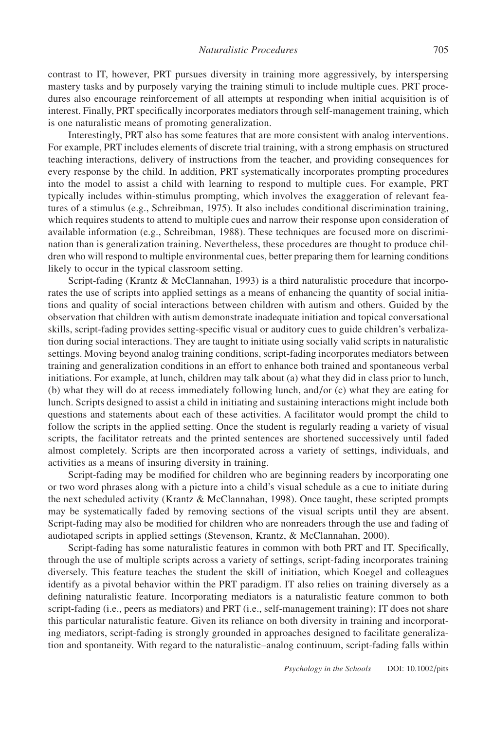contrast to IT, however, PRT pursues diversity in training more aggressively, by interspersing mastery tasks and by purposely varying the training stimuli to include multiple cues. PRT procedures also encourage reinforcement of all attempts at responding when initial acquisition is of interest. Finally, PRT specifically incorporates mediators through self-management training, which is one naturalistic means of promoting generalization.

Interestingly, PRT also has some features that are more consistent with analog interventions. For example, PRT includes elements of discrete trial training, with a strong emphasis on structured teaching interactions, delivery of instructions from the teacher, and providing consequences for every response by the child. In addition, PRT systematically incorporates prompting procedures into the model to assist a child with learning to respond to multiple cues. For example, PRT typically includes within-stimulus prompting, which involves the exaggeration of relevant features of a stimulus (e.g., Schreibman, 1975). It also includes conditional discrimination training, which requires students to attend to multiple cues and narrow their response upon consideration of available information (e.g., Schreibman, 1988). These techniques are focused more on discrimination than is generalization training. Nevertheless, these procedures are thought to produce children who will respond to multiple environmental cues, better preparing them for learning conditions likely to occur in the typical classroom setting.

Script-fading (Krantz & McClannahan, 1993) is a third naturalistic procedure that incorporates the use of scripts into applied settings as a means of enhancing the quantity of social initiations and quality of social interactions between children with autism and others. Guided by the observation that children with autism demonstrate inadequate initiation and topical conversational skills, script-fading provides setting-specific visual or auditory cues to guide children's verbalization during social interactions. They are taught to initiate using socially valid scripts in naturalistic settings. Moving beyond analog training conditions, script-fading incorporates mediators between training and generalization conditions in an effort to enhance both trained and spontaneous verbal initiations. For example, at lunch, children may talk about (a) what they did in class prior to lunch, (b) what they will do at recess immediately following lunch, and/or (c) what they are eating for lunch. Scripts designed to assist a child in initiating and sustaining interactions might include both questions and statements about each of these activities. A facilitator would prompt the child to follow the scripts in the applied setting. Once the student is regularly reading a variety of visual scripts, the facilitator retreats and the printed sentences are shortened successively until faded almost completely. Scripts are then incorporated across a variety of settings, individuals, and activities as a means of insuring diversity in training.

Script-fading may be modified for children who are beginning readers by incorporating one or two word phrases along with a picture into a child's visual schedule as a cue to initiate during the next scheduled activity (Krantz & McClannahan, 1998). Once taught, these scripted prompts may be systematically faded by removing sections of the visual scripts until they are absent. Script-fading may also be modified for children who are nonreaders through the use and fading of audiotaped scripts in applied settings (Stevenson, Krantz, & McClannahan, 2000).

Script-fading has some naturalistic features in common with both PRT and IT. Specifically, through the use of multiple scripts across a variety of settings, script-fading incorporates training diversely. This feature teaches the student the skill of initiation, which Koegel and colleagues identify as a pivotal behavior within the PRT paradigm. IT also relies on training diversely as a defining naturalistic feature. Incorporating mediators is a naturalistic feature common to both script-fading (i.e., peers as mediators) and PRT (i.e., self-management training); IT does not share this particular naturalistic feature. Given its reliance on both diversity in training and incorporating mediators, script-fading is strongly grounded in approaches designed to facilitate generalization and spontaneity. With regard to the naturalistic–analog continuum, script-fading falls within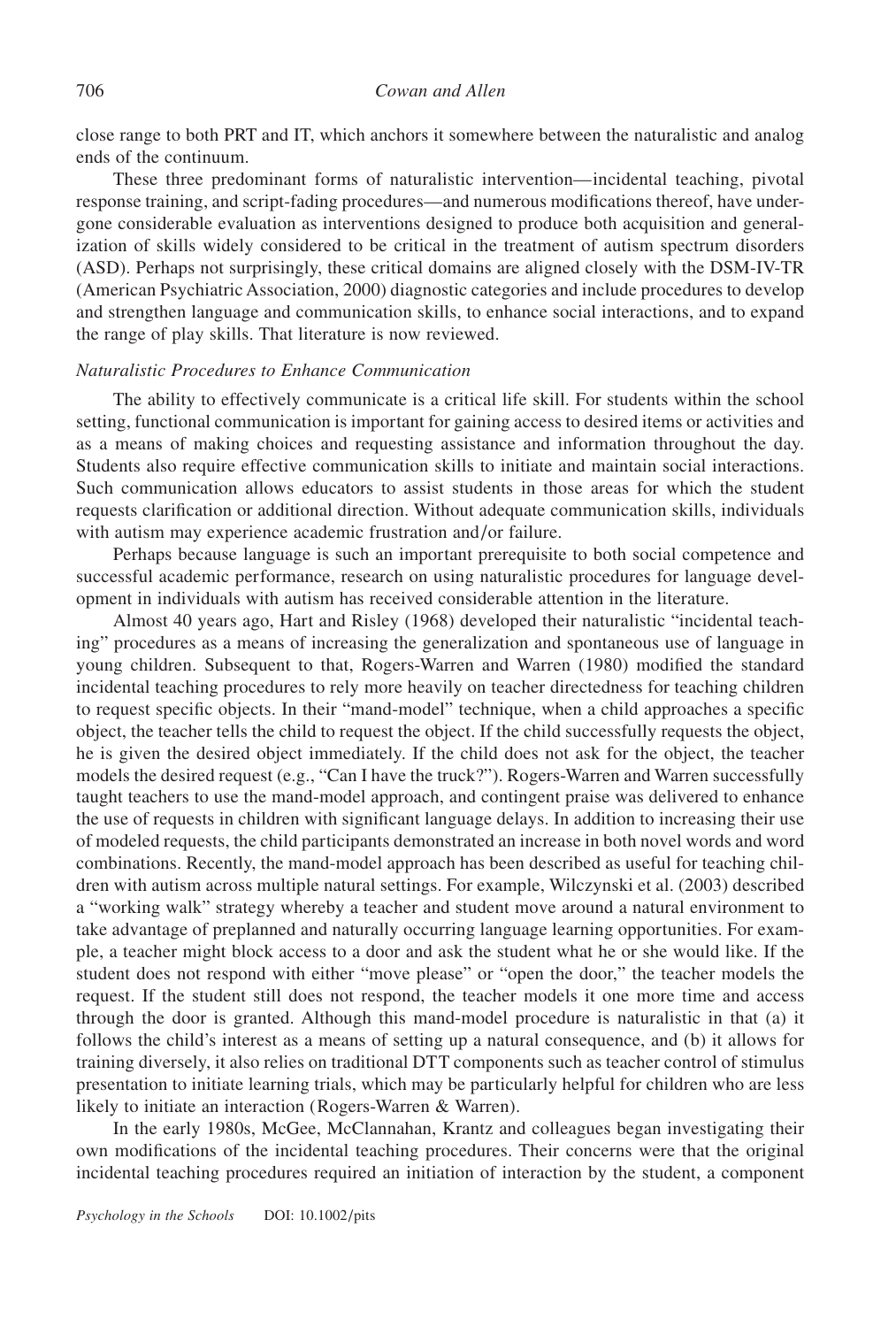close range to both PRT and IT, which anchors it somewhere between the naturalistic and analog ends of the continuum.

These three predominant forms of naturalistic intervention—incidental teaching, pivotal response training, and script-fading procedures—and numerous modifications thereof, have undergone considerable evaluation as interventions designed to produce both acquisition and generalization of skills widely considered to be critical in the treatment of autism spectrum disorders (ASD). Perhaps not surprisingly, these critical domains are aligned closely with the DSM-IV-TR (American Psychiatric Association, 2000) diagnostic categories and include procedures to develop and strengthen language and communication skills, to enhance social interactions, and to expand the range of play skills. That literature is now reviewed.

### *Naturalistic Procedures to Enhance Communication*

The ability to effectively communicate is a critical life skill. For students within the school setting, functional communication is important for gaining access to desired items or activities and as a means of making choices and requesting assistance and information throughout the day. Students also require effective communication skills to initiate and maintain social interactions. Such communication allows educators to assist students in those areas for which the student requests clarification or additional direction. Without adequate communication skills, individuals with autism may experience academic frustration and/or failure.

Perhaps because language is such an important prerequisite to both social competence and successful academic performance, research on using naturalistic procedures for language development in individuals with autism has received considerable attention in the literature.

Almost 40 years ago, Hart and Risley (1968) developed their naturalistic "incidental teaching" procedures as a means of increasing the generalization and spontaneous use of language in young children. Subsequent to that, Rogers-Warren and Warren (1980) modified the standard incidental teaching procedures to rely more heavily on teacher directedness for teaching children to request specific objects. In their "mand-model" technique, when a child approaches a specific object, the teacher tells the child to request the object. If the child successfully requests the object, he is given the desired object immediately. If the child does not ask for the object, the teacher models the desired request (e.g., "Can I have the truck?"). Rogers-Warren and Warren successfully taught teachers to use the mand-model approach, and contingent praise was delivered to enhance the use of requests in children with significant language delays. In addition to increasing their use of modeled requests, the child participants demonstrated an increase in both novel words and word combinations. Recently, the mand-model approach has been described as useful for teaching children with autism across multiple natural settings. For example, Wilczynski et al. (2003) described a "working walk" strategy whereby a teacher and student move around a natural environment to take advantage of preplanned and naturally occurring language learning opportunities. For example, a teacher might block access to a door and ask the student what he or she would like. If the student does not respond with either "move please" or "open the door," the teacher models the request. If the student still does not respond, the teacher models it one more time and access through the door is granted. Although this mand-model procedure is naturalistic in that (a) it follows the child's interest as a means of setting up a natural consequence, and (b) it allows for training diversely, it also relies on traditional DTT components such as teacher control of stimulus presentation to initiate learning trials, which may be particularly helpful for children who are less likely to initiate an interaction (Rogers-Warren & Warren).

In the early 1980s, McGee, McClannahan, Krantz and colleagues began investigating their own modifications of the incidental teaching procedures. Their concerns were that the original incidental teaching procedures required an initiation of interaction by the student, a component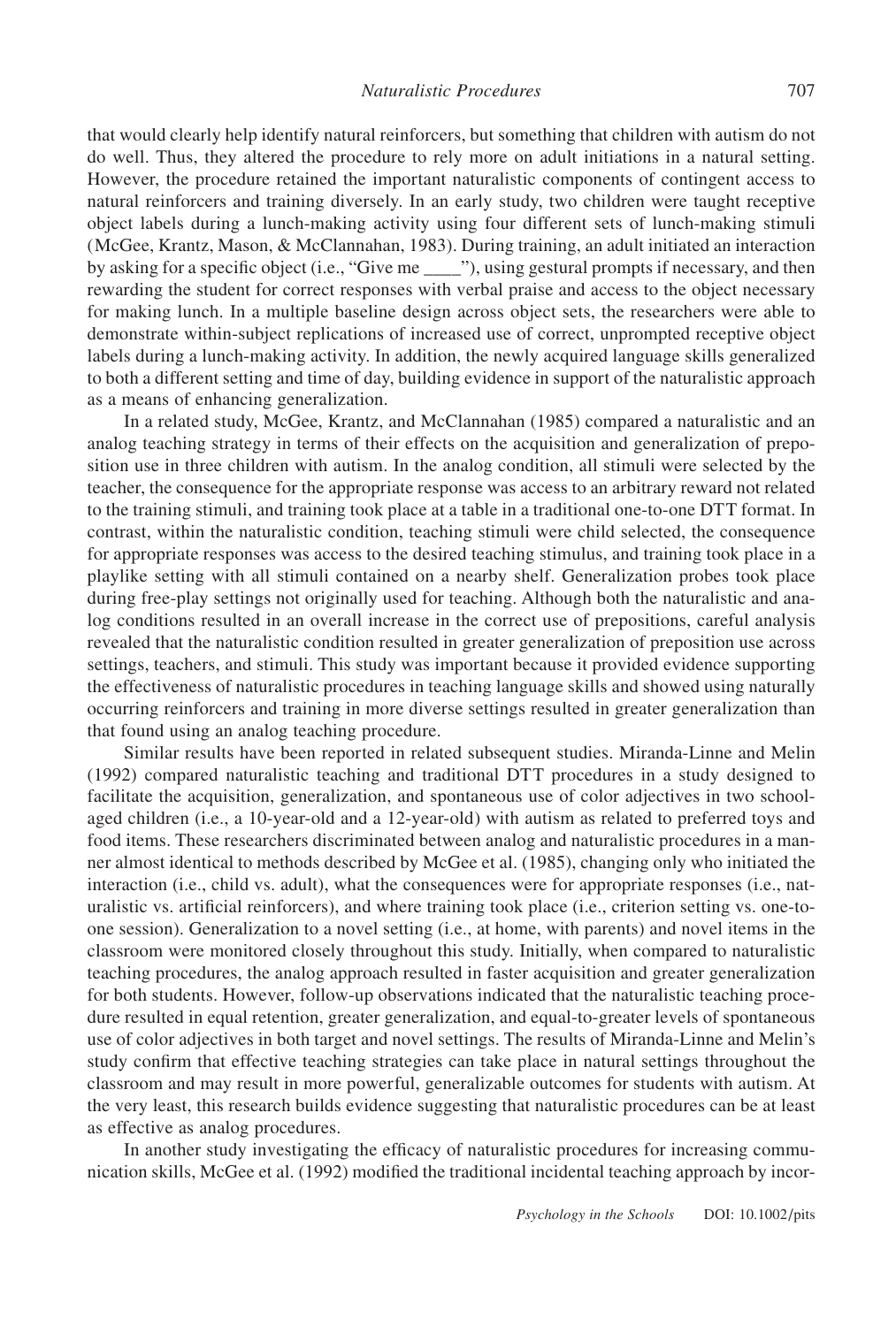that would clearly help identify natural reinforcers, but something that children with autism do not do well. Thus, they altered the procedure to rely more on adult initiations in a natural setting. However, the procedure retained the important naturalistic components of contingent access to natural reinforcers and training diversely. In an early study, two children were taught receptive object labels during a lunch-making activity using four different sets of lunch-making stimuli (McGee, Krantz, Mason, & McClannahan, 1983). During training, an adult initiated an interaction by asking for a specific object (i.e., "Give me ____"), using gestural prompts if necessary, and then rewarding the student for correct responses with verbal praise and access to the object necessary for making lunch. In a multiple baseline design across object sets, the researchers were able to demonstrate within-subject replications of increased use of correct, unprompted receptive object labels during a lunch-making activity. In addition, the newly acquired language skills generalized to both a different setting and time of day, building evidence in support of the naturalistic approach as a means of enhancing generalization.

In a related study, McGee, Krantz, and McClannahan (1985) compared a naturalistic and an analog teaching strategy in terms of their effects on the acquisition and generalization of preposition use in three children with autism. In the analog condition, all stimuli were selected by the teacher, the consequence for the appropriate response was access to an arbitrary reward not related to the training stimuli, and training took place at a table in a traditional one-to-one DTT format. In contrast, within the naturalistic condition, teaching stimuli were child selected, the consequence for appropriate responses was access to the desired teaching stimulus, and training took place in a playlike setting with all stimuli contained on a nearby shelf. Generalization probes took place during free-play settings not originally used for teaching. Although both the naturalistic and analog conditions resulted in an overall increase in the correct use of prepositions, careful analysis revealed that the naturalistic condition resulted in greater generalization of preposition use across settings, teachers, and stimuli. This study was important because it provided evidence supporting the effectiveness of naturalistic procedures in teaching language skills and showed using naturally occurring reinforcers and training in more diverse settings resulted in greater generalization than that found using an analog teaching procedure.

Similar results have been reported in related subsequent studies. Miranda-Linne and Melin (1992) compared naturalistic teaching and traditional DTT procedures in a study designed to facilitate the acquisition, generalization, and spontaneous use of color adjectives in two school-aged children (i.e., a 10-year-old and a 12-year-old) with autism as related to preferred toys and food items. These researchers discriminated between analog and naturalistic procedures in a manner almost identical to methods described by McGee et al. (1985), changing only who initiated the interaction (i.e., child vs. adult), what the consequences were for appropriate responses (i.e., naturalistic vs. artificial reinforcers), and where training took place (i.e., criterion setting vs. one-to-one session). Generalization to a novel setting (i.e., at home, with parents) and novel items in the classroom were monitored closely throughout this study. Initially, when compared to naturalistic teaching procedures, the analog approach resulted in faster acquisition and greater generalization for both students. However, follow-up observations indicated that the naturalistic teaching procedure resulted in equal retention, greater generalization, and equal-to-greater levels of spontaneous use of color adjectives in both target and novel settings. The results of Miranda-Linne and Melin's study confirm that effective teaching strategies can take place in natural settings throughout the classroom and may result in more powerful, generalizable outcomes for students with autism. At the very least, this research builds evidence suggesting that naturalistic procedures can be at least as effective as analog procedures.

In another study investigating the efficacy of naturalistic procedures for increasing communication skills, McGee et al. (1992) modified the traditional incidental teaching approach by incor-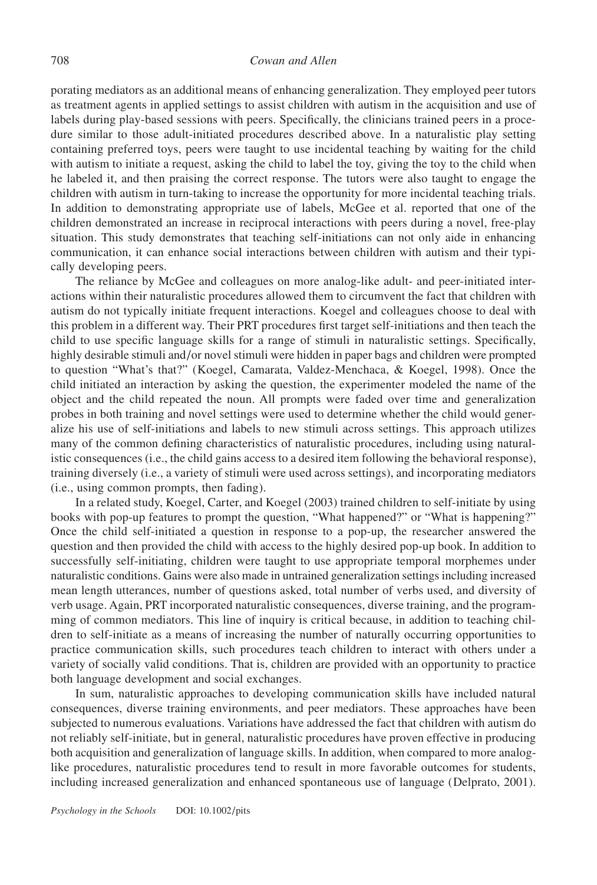porating mediators as an additional means of enhancing generalization. They employed peer tutors as treatment agents in applied settings to assist children with autism in the acquisition and use of labels during play-based sessions with peers. Specifically, the clinicians trained peers in a procedure similar to those adult-initiated procedures described above. In a naturalistic play setting containing preferred toys, peers were taught to use incidental teaching by waiting for the child with autism to initiate a request, asking the child to label the toy, giving the toy to the child when he labeled it, and then praising the correct response. The tutors were also taught to engage the children with autism in turn-taking to increase the opportunity for more incidental teaching trials. In addition to demonstrating appropriate use of labels, McGee et al. reported that one of the children demonstrated an increase in reciprocal interactions with peers during a novel, free-play situation. This study demonstrates that teaching self-initiations can not only aide in enhancing communication, it can enhance social interactions between children with autism and their typically developing peers.

The reliance by McGee and colleagues on more analog-like adult- and peer-initiated interactions within their naturalistic procedures allowed them to circumvent the fact that children with autism do not typically initiate frequent interactions. Koegel and colleagues choose to deal with this problem in a different way. Their PRT procedures first target self-initiations and then teach the child to use specific language skills for a range of stimuli in naturalistic settings. Specifically, highly desirable stimuli and/or novel stimuli were hidden in paper bags and children were prompted to question "What's that?" (Koegel, Camarata, Valdez-Menchaca, & Koegel, 1998). Once the child initiated an interaction by asking the question, the experimenter modeled the name of the object and the child repeated the noun. All prompts were faded over time and generalization probes in both training and novel settings were used to determine whether the child would generalize his use of self-initiations and labels to new stimuli across settings. This approach utilizes many of the common defining characteristics of naturalistic procedures, including using naturalistic consequences (i.e., the child gains access to a desired item following the behavioral response), training diversely (i.e., a variety of stimuli were used across settings), and incorporating mediators (i.e., using common prompts, then fading).

In a related study, Koegel, Carter, and Koegel (2003) trained children to self-initiate by using books with pop-up features to prompt the question, "What happened?" or "What is happening?" Once the child self-initiated a question in response to a pop-up, the researcher answered the question and then provided the child with access to the highly desired pop-up book. In addition to successfully self-initiating, children were taught to use appropriate temporal morphemes under naturalistic conditions. Gains were also made in untrained generalization settings including increased mean length utterances, number of questions asked, total number of verbs used, and diversity of verb usage. Again, PRT incorporated naturalistic consequences, diverse training, and the programming of common mediators. This line of inquiry is critical because, in addition to teaching children to self-initiate as a means of increasing the number of naturally occurring opportunities to practice communication skills, such procedures teach children to interact with others under a variety of socially valid conditions. That is, children are provided with an opportunity to practice both language development and social exchanges.

In sum, naturalistic approaches to developing communication skills have included natural consequences, diverse training environments, and peer mediators. These approaches have been subjected to numerous evaluations. Variations have addressed the fact that children with autism do not reliably self-initiate, but in general, naturalistic procedures have proven effective in producing both acquisition and generalization of language skills. In addition, when compared to more analog-like procedures, naturalistic procedures tend to result in more favorable outcomes for students, including increased generalization and enhanced spontaneous use of language (Delprato, 2001).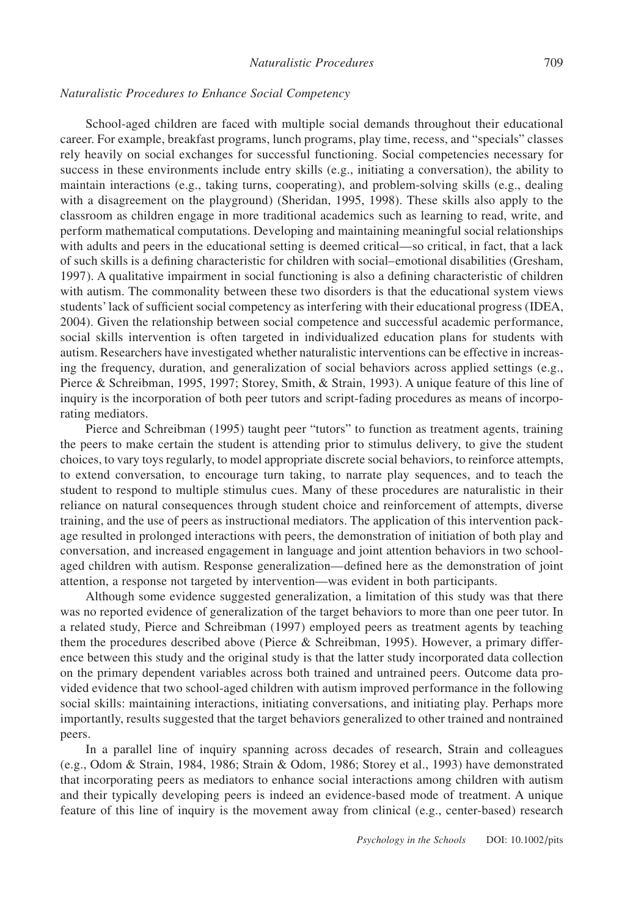### *Naturalistic Procedures to Enhance Social Competency*

School-aged children are faced with multiple social demands throughout their educational career. For example, breakfast programs, lunch programs, play time, recess, and "specials" classes rely heavily on social exchanges for successful functioning. Social competencies necessary for success in these environments include entry skills (e.g., initiating a conversation), the ability to maintain interactions (e.g., taking turns, cooperating), and problem-solving skills (e.g., dealing with a disagreement on the playground) (Sheridan, 1995, 1998). These skills also apply to the classroom as children engage in more traditional academics such as learning to read, write, and perform mathematical computations. Developing and maintaining meaningful social relationships with adults and peers in the educational setting is deemed critical—so critical, in fact, that a lack of such skills is a defining characteristic for children with social–emotional disabilities (Gresham, 1997). A qualitative impairment in social functioning is also a defining characteristic of children with autism. The commonality between these two disorders is that the educational system views students' lack of sufficient social competency as interfering with their educational progress (IDEA, 2004). Given the relationship between social competence and successful academic performance, social skills intervention is often targeted in individualized education plans for students with autism. Researchers have investigated whether naturalistic interventions can be effective in increasing the frequency, duration, and generalization of social behaviors across applied settings (e.g., Pierce & Schreibman, 1995, 1997; Storey, Smith, & Strain, 1993). A unique feature of this line of inquiry is the incorporation of both peer tutors and script-fading procedures as means of incorporating mediators.

Pierce and Schreibman (1995) taught peer "tutors" to function as treatment agents, training the peers to make certain the student is attending prior to stimulus delivery, to give the student choices, to vary toys regularly, to model appropriate discrete social behaviors, to reinforce attempts, to extend conversation, to encourage turn taking, to narrate play sequences, and to teach the student to respond to multiple stimulus cues. Many of these procedures are naturalistic in their reliance on natural consequences through student choice and reinforcement of attempts, diverse training, and the use of peers as instructional mediators. The application of this intervention package resulted in prolonged interactions with peers, the demonstration of initiation of both play and conversation, and increased engagement in language and joint attention behaviors in two school-aged children with autism. Response generalization—defined here as the demonstration of joint attention, a response not targeted by intervention—was evident in both participants.

Although some evidence suggested generalization, a limitation of this study was that there was no reported evidence of generalization of the target behaviors to more than one peer tutor. In a related study, Pierce and Schreibman (1997) employed peers as treatment agents by teaching them the procedures described above (Pierce & Schreibman, 1995). However, a primary difference between this study and the original study is that the latter study incorporated data collection on the primary dependent variables across both trained and untrained peers. Outcome data provided evidence that two school-aged children with autism improved performance in the following social skills: maintaining interactions, initiating conversations, and initiating play. Perhaps more importantly, results suggested that the target behaviors generalized to other trained and nontrained peers.

In a parallel line of inquiry spanning across decades of research, Strain and colleagues (e.g., Odom & Strain, 1984, 1986; Strain & Odom, 1986; Storey et al., 1993) have demonstrated that incorporating peers as mediators to enhance social interactions among children with autism and their typically developing peers is indeed an evidence-based mode of treatment. A unique feature of this line of inquiry is the movement away from clinical (e.g., center-based) research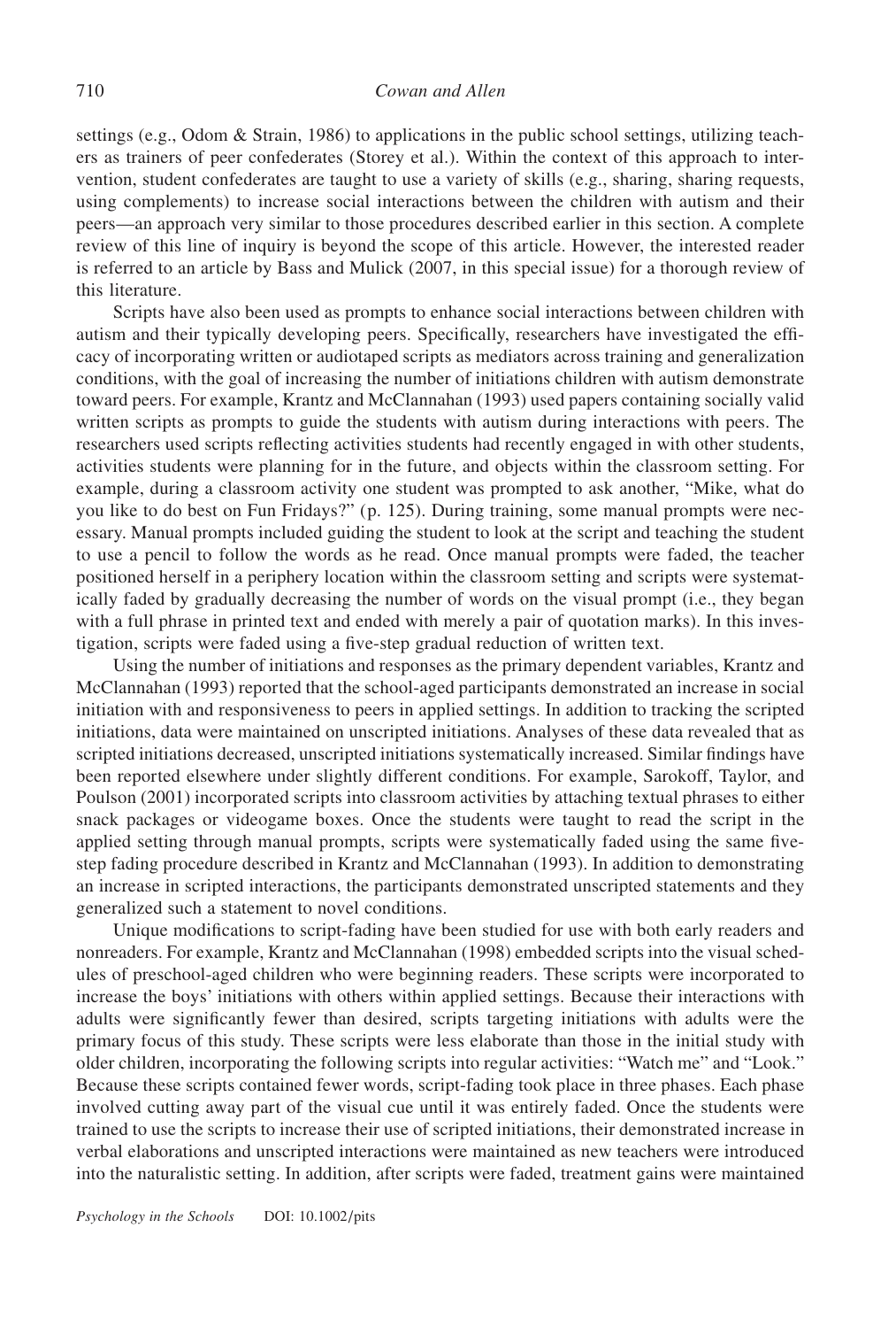settings (e.g., Odom & Strain, 1986) to applications in the public school settings, utilizing teachers as trainers of peer confederates (Storey et al.). Within the context of this approach to intervention, student confederates are taught to use a variety of skills (e.g., sharing, sharing requests, using complements) to increase social interactions between the children with autism and their peers—an approach very similar to those procedures described earlier in this section. A complete review of this line of inquiry is beyond the scope of this article. However, the interested reader is referred to an article by Bass and Mulick (2007, in this special issue) for a thorough review of this literature.

Scripts have also been used as prompts to enhance social interactions between children with autism and their typically developing peers. Specifically, researchers have investigated the efficacy of incorporating written or audiotaped scripts as mediators across training and generalization conditions, with the goal of increasing the number of initiations children with autism demonstrate toward peers. For example, Krantz and McClannahan (1993) used papers containing socially valid written scripts as prompts to guide the students with autism during interactions with peers. The researchers used scripts reflecting activities students had recently engaged in with other students, activities students were planning for in the future, and objects within the classroom setting. For example, during a classroom activity one student was prompted to ask another, "Mike, what do you like to do best on Fun Fridays?" (p. 125). During training, some manual prompts were necessary. Manual prompts included guiding the student to look at the script and teaching the student to use a pencil to follow the words as he read. Once manual prompts were faded, the teacher positioned herself in a periphery location within the classroom setting and scripts were systematically faded by gradually decreasing the number of words on the visual prompt (i.e., they began with a full phrase in printed text and ended with merely a pair of quotation marks). In this investigation, scripts were faded using a five-step gradual reduction of written text.

Using the number of initiations and responses as the primary dependent variables, Krantz and McClannahan (1993) reported that the school-aged participants demonstrated an increase in social initiation with and responsiveness to peers in applied settings. In addition to tracking the scripted initiations, data were maintained on unscripted initiations. Analyses of these data revealed that as scripted initiations decreased, unscripted initiations systematically increased. Similar findings have been reported elsewhere under slightly different conditions. For example, Sarokoff, Taylor, and Poulson (2001) incorporated scripts into classroom activities by attaching textual phrases to either snack packages or videogame boxes. Once the students were taught to read the script in the applied setting through manual prompts, scripts were systematically faded using the same five-step fading procedure described in Krantz and McClannahan (1993). In addition to demonstrating an increase in scripted interactions, the participants demonstrated unscripted statements and they generalized such a statement to novel conditions.

Unique modifications to script-fading have been studied for use with both early readers and nonreaders. For example, Krantz and McClannahan (1998) embedded scripts into the visual schedules of preschool-aged children who were beginning readers. These scripts were incorporated to increase the boys' initiations with others within applied settings. Because their interactions with adults were significantly fewer than desired, scripts targeting initiations with adults were the primary focus of this study. These scripts were less elaborate than those in the initial study with older children, incorporating the following scripts into regular activities: "Watch me" and "Look." Because these scripts contained fewer words, script-fading took place in three phases. Each phase involved cutting away part of the visual cue until it was entirely faded. Once the students were trained to use the scripts to increase their use of scripted initiations, their demonstrated increase in verbal elaborations and unscripted interactions were maintained as new teachers were introduced into the naturalistic setting. In addition, after scripts were faded, treatment gains were maintained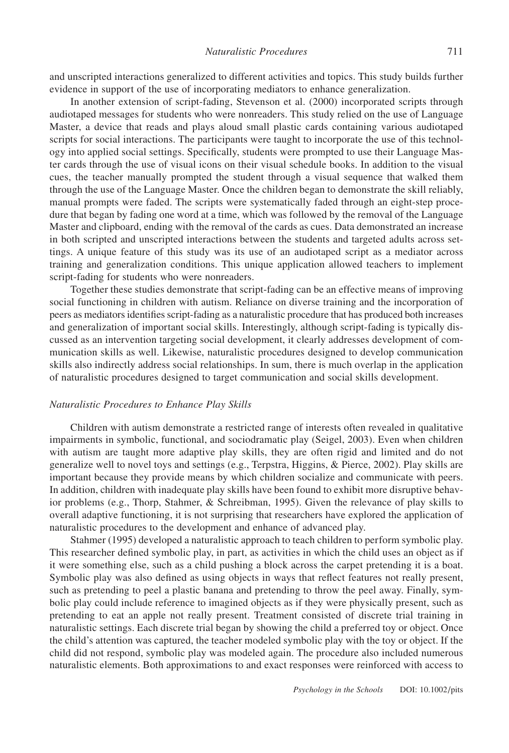and unscripted interactions generalized to different activities and topics. This study builds further evidence in support of the use of incorporating mediators to enhance generalization.

In another extension of script-fading, Stevenson et al. (2000) incorporated scripts through audiotaped messages for students who were nonreaders. This study relied on the use of Language Master, a device that reads and plays aloud small plastic cards containing various audiotaped scripts for social interactions. The participants were taught to incorporate the use of this technology into applied social settings. Specifically, students were prompted to use their Language Master cards through the use of visual icons on their visual schedule books. In addition to the visual cues, the teacher manually prompted the student through a visual sequence that walked them through the use of the Language Master. Once the children began to demonstrate the skill reliably, manual prompts were faded. The scripts were systematically faded through an eight-step procedure that began by fading one word at a time, which was followed by the removal of the Language Master and clipboard, ending with the removal of the cards as cues. Data demonstrated an increase in both scripted and unscripted interactions between the students and targeted adults across settings. A unique feature of this study was its use of an audiotaped script as a mediator across training and generalization conditions. This unique application allowed teachers to implement script-fading for students who were nonreaders.

Together these studies demonstrate that script-fading can be an effective means of improving social functioning in children with autism. Reliance on diverse training and the incorporation of peers as mediators identifies script-fading as a naturalistic procedure that has produced both increases and generalization of important social skills. Interestingly, although script-fading is typically discussed as an intervention targeting social development, it clearly addresses development of communication skills as well. Likewise, naturalistic procedures designed to develop communication skills also indirectly address social relationships. In sum, there is much overlap in the application of naturalistic procedures designed to target communication and social skills development.

### *Naturalistic Procedures to Enhance Play Skills*

Children with autism demonstrate a restricted range of interests often revealed in qualitative impairments in symbolic, functional, and sociodramatic play (Seigel, 2003). Even when children with autism are taught more adaptive play skills, they are often rigid and limited and do not generalize well to novel toys and settings (e.g., Terpstra, Higgins, & Pierce, 2002). Play skills are important because they provide means by which children socialize and communicate with peers. In addition, children with inadequate play skills have been found to exhibit more disruptive behavior problems (e.g., Thorp, Stahmer, & Schreibman, 1995). Given the relevance of play skills to overall adaptive functioning, it is not surprising that researchers have explored the application of naturalistic procedures to the development and enhance of advanced play.

Stahmer (1995) developed a naturalistic approach to teach children to perform symbolic play. This researcher defined symbolic play, in part, as activities in which the child uses an object as if it were something else, such as a child pushing a block across the carpet pretending it is a boat. Symbolic play was also defined as using objects in ways that reflect features not really present, such as pretending to peel a plastic banana and pretending to throw the peel away. Finally, symbolic play could include reference to imagined objects as if they were physically present, such as pretending to eat an apple not really present. Treatment consisted of discrete trial training in naturalistic settings. Each discrete trial began by showing the child a preferred toy or object. Once the child's attention was captured, the teacher modeled symbolic play with the toy or object. If the child did not respond, symbolic play was modeled again. The procedure also included numerous naturalistic elements. Both approximations to and exact responses were reinforced with access to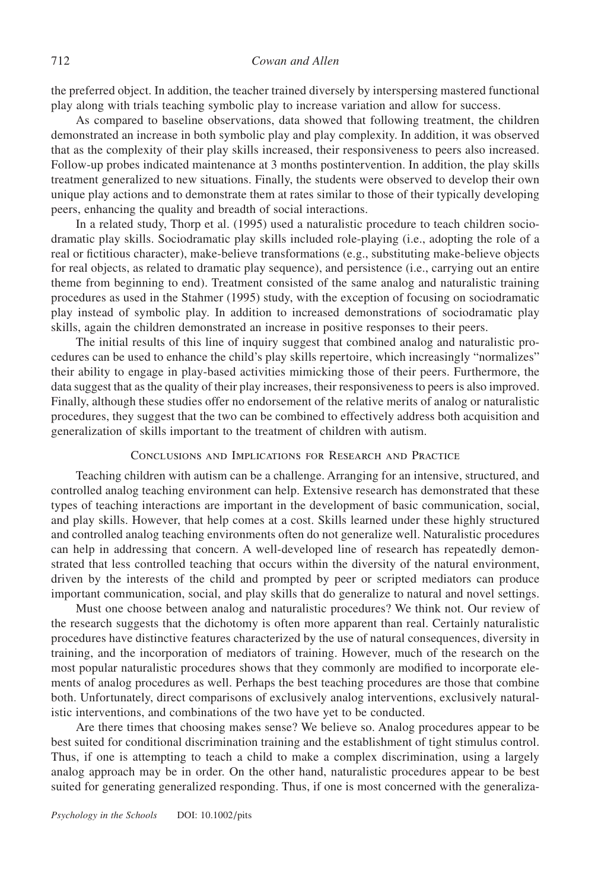the preferred object. In addition, the teacher trained diversely by interspersing mastered functional play along with trials teaching symbolic play to increase variation and allow for success.

As compared to baseline observations, data showed that following treatment, the children demonstrated an increase in both symbolic play and play complexity. In addition, it was observed that as the complexity of their play skills increased, their responsiveness to peers also increased. Follow-up probes indicated maintenance at 3 months postintervention. In addition, the play skills treatment generalized to new situations. Finally, the students were observed to develop their own unique play actions and to demonstrate them at rates similar to those of their typically developing peers, enhancing the quality and breadth of social interactions.

In a related study, Thorp et al. (1995) used a naturalistic procedure to teach children sociodramatic play skills. Sociodramatic play skills included role-playing (i.e., adopting the role of a real or fictitious character), make-believe transformations (e.g., substituting make-believe objects for real objects, as related to dramatic play sequence), and persistence (i.e., carrying out an entire theme from beginning to end). Treatment consisted of the same analog and naturalistic training procedures as used in the Stahmer (1995) study, with the exception of focusing on sociodramatic play instead of symbolic play. In addition to increased demonstrations of sociodramatic play skills, again the children demonstrated an increase in positive responses to their peers.

The initial results of this line of inquiry suggest that combined analog and naturalistic procedures can be used to enhance the child's play skills repertoire, which increasingly "normalizes" their ability to engage in play-based activities mimicking those of their peers. Furthermore, the data suggest that as the quality of their play increases, their responsiveness to peers is also improved. Finally, although these studies offer no endorsement of the relative merits of analog or naturalistic procedures, they suggest that the two can be combined to effectively address both acquisition and generalization of skills important to the treatment of children with autism.

## Conclusions and Implications for Research and Practice

Teaching children with autism can be a challenge. Arranging for an intensive, structured, and controlled analog teaching environment can help. Extensive research has demonstrated that these types of teaching interactions are important in the development of basic communication, social, and play skills. However, that help comes at a cost. Skills learned under these highly structured and controlled analog teaching environments often do not generalize well. Naturalistic procedures can help in addressing that concern. A well-developed line of research has repeatedly demonstrated that less controlled teaching that occurs within the diversity of the natural environment, driven by the interests of the child and prompted by peer or scripted mediators can produce important communication, social, and play skills that do generalize to natural and novel settings.

Must one choose between analog and naturalistic procedures? We think not. Our review of the research suggests that the dichotomy is often more apparent than real. Certainly naturalistic procedures have distinctive features characterized by the use of natural consequences, diversity in training, and the incorporation of mediators of training. However, much of the research on the most popular naturalistic procedures shows that they commonly are modified to incorporate elements of analog procedures as well. Perhaps the best teaching procedures are those that combine both. Unfortunately, direct comparisons of exclusively analog interventions, exclusively naturalistic interventions, and combinations of the two have yet to be conducted.

Are there times that choosing makes sense? We believe so. Analog procedures appear to be best suited for conditional discrimination training and the establishment of tight stimulus control. Thus, if one is attempting to teach a child to make a complex discrimination, using a largely analog approach may be in order. On the other hand, naturalistic procedures appear to be best suited for generating generalized responding. Thus, if one is most concerned with the generaliza-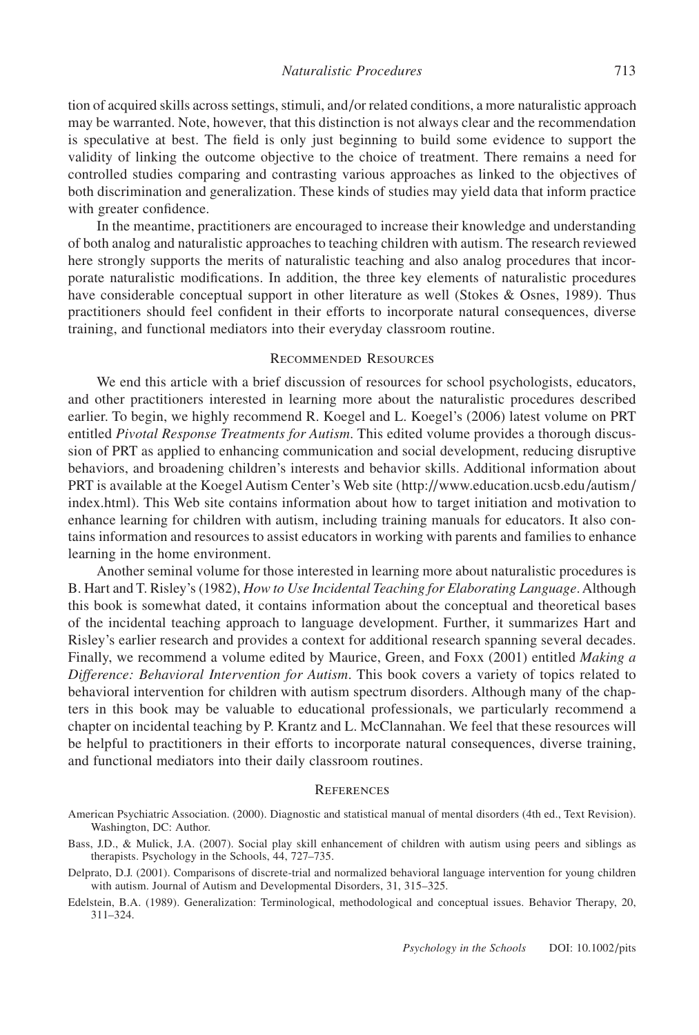tion of acquired skills across settings, stimuli, and/or related conditions, a more naturalistic approach may be warranted. Note, however, that this distinction is not always clear and the recommendation is speculative at best. The field is only just beginning to build some evidence to support the validity of linking the outcome objective to the choice of treatment. There remains a need for controlled studies comparing and contrasting various approaches as linked to the objectives of both discrimination and generalization. These kinds of studies may yield data that inform practice with greater confidence.

In the meantime, practitioners are encouraged to increase their knowledge and understanding of both analog and naturalistic approaches to teaching children with autism. The research reviewed here strongly supports the merits of naturalistic teaching and also analog procedures that incorporate naturalistic modifications. In addition, the three key elements of naturalistic procedures have considerable conceptual support in other literature as well (Stokes & Osnes, 1989). Thus practitioners should feel confident in their efforts to incorporate natural consequences, diverse training, and functional mediators into their everyday classroom routine.

## Recommended Resources

We end this article with a brief discussion of resources for school psychologists, educators, and other practitioners interested in learning more about the naturalistic procedures described earlier. To begin, we highly recommend R. Koegel and L. Koegel's (2006) latest volume on PRT entitled *Pivotal Response Treatments for Autism*. This edited volume provides a thorough discussion of PRT as applied to enhancing communication and social development, reducing disruptive behaviors, and broadening children's interests and behavior skills. Additional information about PRT is available at the Koegel Autism Center's Web site (http://www.education.ucsb.edu/autism/index.html). This Web site contains information about how to target initiation and motivation to enhance learning for children with autism, including training manuals for educators. It also contains information and resources to assist educators in working with parents and families to enhance learning in the home environment.

Another seminal volume for those interested in learning more about naturalistic procedures is B. Hart and T. Risley's (1982), *How to Use Incidental Teaching for Elaborating Language*. Although this book is somewhat dated, it contains information about the conceptual and theoretical bases of the incidental teaching approach to language development. Further, it summarizes Hart and Risley's earlier research and provides a context for additional research spanning several decades. Finally, we recommend a volume edited by Maurice, Green, and Foxx (2001) entitled *Making a Difference: Behavioral Intervention for Autism*. This book covers a variety of topics related to behavioral intervention for children with autism spectrum disorders. Although many of the chapters in this book may be valuable to educational professionals, we particularly recommend a chapter on incidental teaching by P. Krantz and L. McClannahan. We feel that these resources will be helpful to practitioners in their efforts to incorporate natural consequences, diverse training, and functional mediators into their daily classroom routines.

## References

American Psychiatric Association. (2000). Diagnostic and statistical manual of mental disorders (4th ed., Text Revision). Washington, DC: Author.

Bass, J.D., & Mulick, J.A. (2007). Social play skill enhancement of children with autism using peers and siblings as therapists. Psychology in the Schools, 44, 727–735.

Delprato, D.J. (2001). Comparisons of discrete-trial and normalized behavioral language intervention for young children with autism. Journal of Autism and Developmental Disorders, 31, 315–325.

Edelstein, B.A. (1989). Generalization: Terminological, methodological and conceptual issues. Behavior Therapy, 20, 311–324.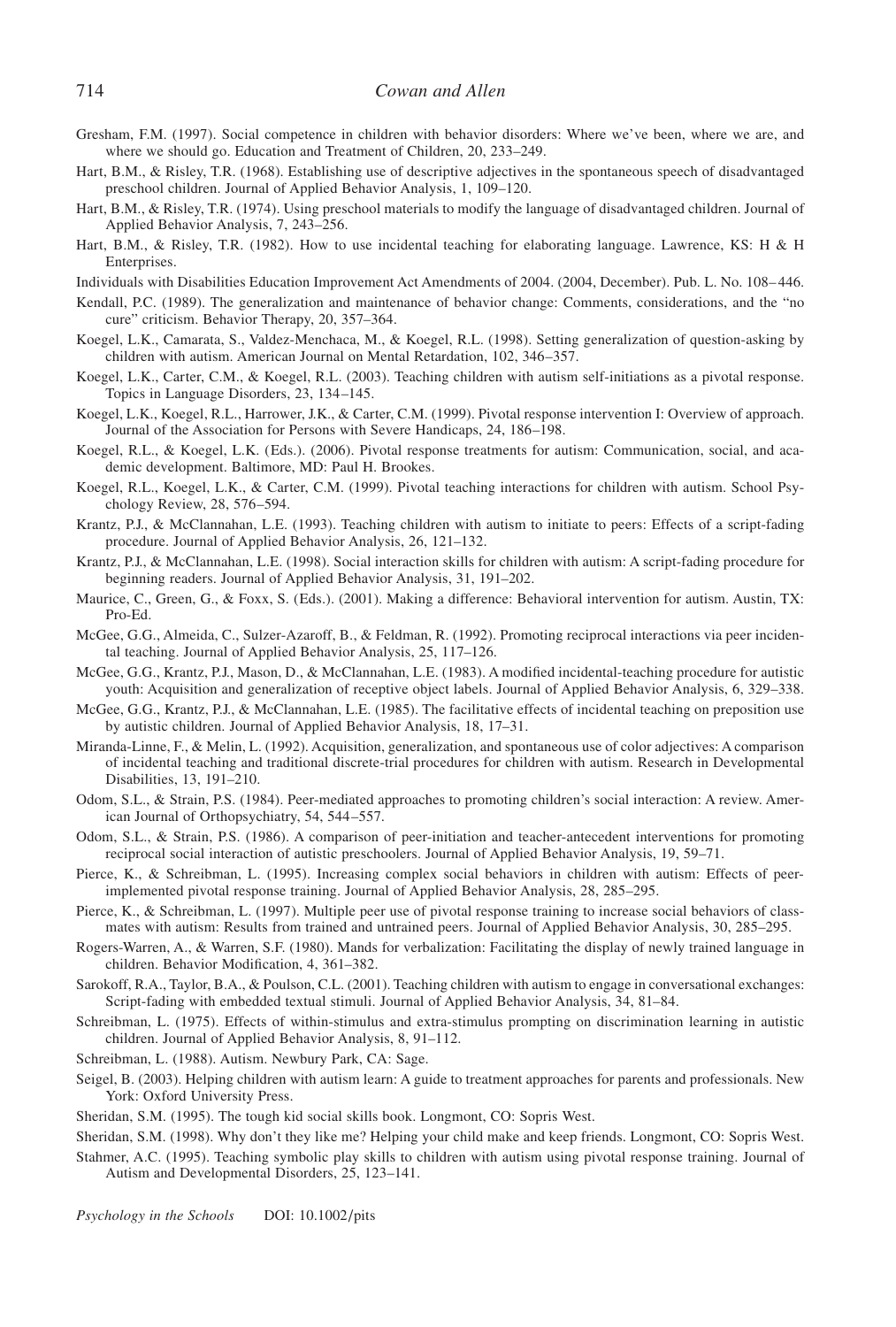Gresham, F.M. (1997). Social competence in children with behavior disorders: Where we've been, where we are, and where we should go. Education and Treatment of Children, 20, 233–249.

Hart, B.M., & Risley, T.R. (1968). Establishing use of descriptive adjectives in the spontaneous speech of disadvantaged preschool children. Journal of Applied Behavior Analysis, 1, 109–120.

Hart, B.M., & Risley, T.R. (1974). Using preschool materials to modify the language of disadvantaged children. Journal of Applied Behavior Analysis, 7, 243–256.

Hart, B.M., & Risley, T.R. (1982). How to use incidental teaching for elaborating language. Lawrence, KS: H & H Enterprises.

Individuals with Disabilities Education Improvement Act Amendments of 2004. (2004, December). Pub. L. No. 108–446.

Kendall, P.C. (1989). The generalization and maintenance of behavior change: Comments, considerations, and the "no cure" criticism. Behavior Therapy, 20, 357–364.

Koegel, L.K., Camarata, S., Valdez-Menchaca, M., & Koegel, R.L. (1998). Setting generalization of question-asking by children with autism. American Journal on Mental Retardation, 102, 346–357.

Koegel, L.K., Carter, C.M., & Koegel, R.L. (2003). Teaching children with autism self-initiations as a pivotal response. Topics in Language Disorders, 23, 134–145.

Koegel, L.K., Koegel, R.L., Harrower, J.K., & Carter, C.M. (1999). Pivotal response intervention I: Overview of approach. Journal of the Association for Persons with Severe Handicaps, 24, 186–198.

Koegel, R.L., & Koegel, L.K. (Eds.). (2006). Pivotal response treatments for autism: Communication, social, and academic development. Baltimore, MD: Paul H. Brookes.

Koegel, R.L., Koegel, L.K., & Carter, C.M. (1999). Pivotal teaching interactions for children with autism. School Psychology Review, 28, 576–594.

Krantz, P.J., & McClannahan, L.E. (1993). Teaching children with autism to initiate to peers: Effects of a script-fading procedure. Journal of Applied Behavior Analysis, 26, 121–132.

Krantz, P.J., & McClannahan, L.E. (1998). Social interaction skills for children with autism: A script-fading procedure for beginning readers. Journal of Applied Behavior Analysis, 31, 191–202.

Maurice, C., Green, G., & Foxx, S. (Eds.). (2001). Making a difference: Behavioral intervention for autism. Austin, TX: Pro-Ed.

McGee, G.G., Almeida, C., Sulzer-Azaroff, B., & Feldman, R. (1992). Promoting reciprocal interactions via peer incidental teaching. Journal of Applied Behavior Analysis, 25, 117–126.

McGee, G.G., Krantz, P.J., Mason, D., & McClannahan, L.E. (1983). A modified incidental-teaching procedure for autistic youth: Acquisition and generalization of receptive object labels. Journal of Applied Behavior Analysis, 6, 329–338.

McGee, G.G., Krantz, P.J., & McClannahan, L.E. (1985). The facilitative effects of incidental teaching on preposition use by autistic children. Journal of Applied Behavior Analysis, 18, 17–31.

Miranda-Linne, F., & Melin, L. (1992). Acquisition, generalization, and spontaneous use of color adjectives: A comparison of incidental teaching and traditional discrete-trial procedures for children with autism. Research in Developmental Disabilities, 13, 191–210.

Odom, S.L., & Strain, P.S. (1984). Peer-mediated approaches to promoting children's social interaction: A review. American Journal of Orthopsychiatry, 54, 544–557.

Odom, S.L., & Strain, P.S. (1986). A comparison of peer-initiation and teacher-antecedent interventions for promoting reciprocal social interaction of autistic preschoolers. Journal of Applied Behavior Analysis, 19, 59–71.

Pierce, K., & Schreibman, L. (1995). Increasing complex social behaviors in children with autism: Effects of peer-implemented pivotal response training. Journal of Applied Behavior Analysis, 28, 285–295.

Pierce, K., & Schreibman, L. (1997). Multiple peer use of pivotal response training to increase social behaviors of classmates with autism: Results from trained and untrained peers. Journal of Applied Behavior Analysis, 30, 285–295.

Rogers-Warren, A., & Warren, S.F. (1980). Mands for verbalization: Facilitating the display of newly trained language in children. Behavior Modification, 4, 361–382.

Sarokoff, R.A., Taylor, B.A., & Poulson, C.L. (2001). Teaching children with autism to engage in conversational exchanges: Script-fading with embedded textual stimuli. Journal of Applied Behavior Analysis, 34, 81–84.

Schreibman, L. (1975). Effects of within-stimulus and extra-stimulus prompting on discrimination learning in autistic children. Journal of Applied Behavior Analysis, 8, 91–112.

Schreibman, L. (1988). Autism. Newbury Park, CA: Sage.

Seigel, B. (2003). Helping children with autism learn: A guide to treatment approaches for parents and professionals. New York: Oxford University Press.

Sheridan, S.M. (1995). The tough kid social skills book. Longmont, CO: Sopris West.

Sheridan, S.M. (1998). Why don't they like me? Helping your child make and keep friends. Longmont, CO: Sopris West.

Stahmer, A.C. (1995). Teaching symbolic play skills to children with autism using pivotal response training. Journal of Autism and Developmental Disorders, 25, 123–141.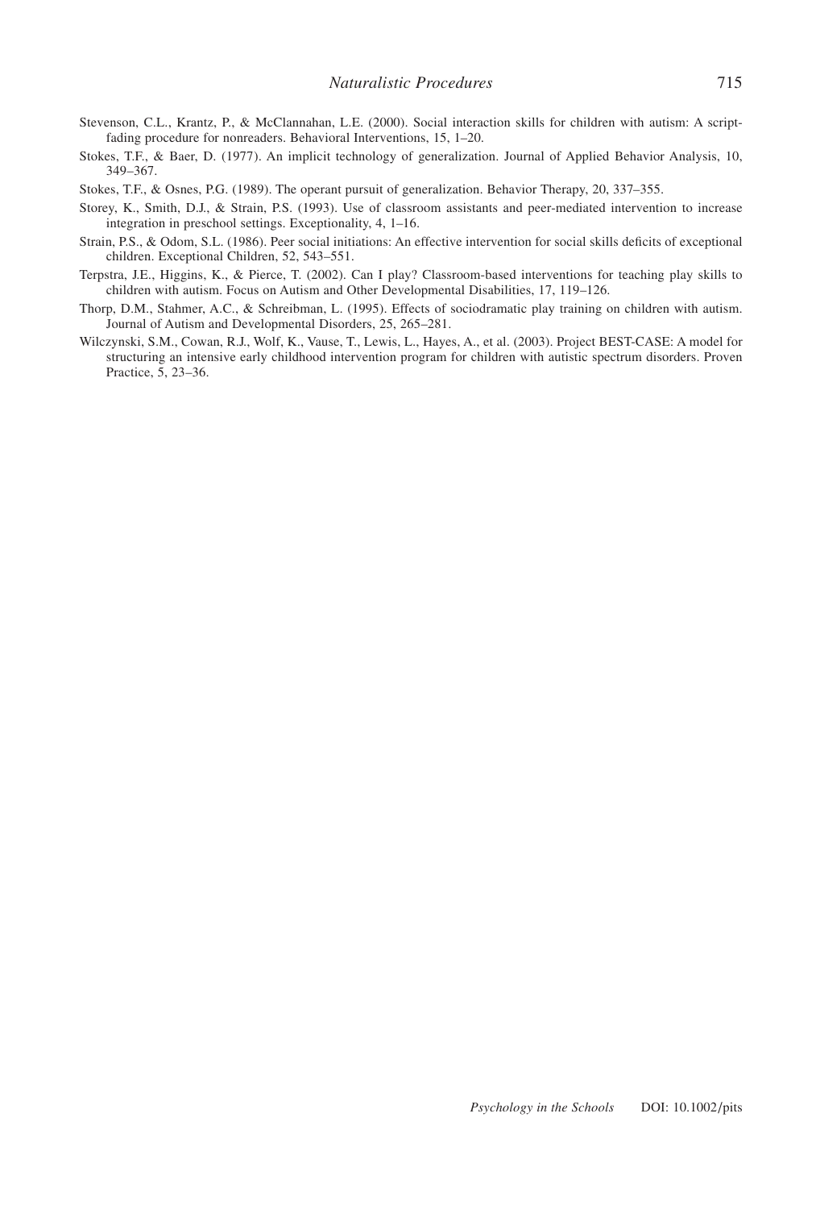Stevenson, C.L., Krantz, P., & McClannahan, L.E. (2000). Social interaction skills for children with autism: A script-fading procedure for nonreaders. Behavioral Interventions, 15, 1–20.

Stokes, T.F., & Baer, D. (1977). An implicit technology of generalization. Journal of Applied Behavior Analysis, 10, 349–367.

Stokes, T.F., & Osnes, P.G. (1989). The operant pursuit of generalization. Behavior Therapy, 20, 337–355.

Storey, K., Smith, D.J., & Strain, P.S. (1993). Use of classroom assistants and peer-mediated intervention to increase integration in preschool settings. Exceptionality, 4, 1–16.

Strain, P.S., & Odom, S.L. (1986). Peer social initiations: An effective intervention for social skills deficits of exceptional children. Exceptional Children, 52, 543–551.

Terpstra, J.E., Higgins, K., & Pierce, T. (2002). Can I play? Classroom-based interventions for teaching play skills to children with autism. Focus on Autism and Other Developmental Disabilities, 17, 119–126.

Thorp, D.M., Stahmer, A.C., & Schreibman, L. (1995). Effects of sociodramatic play training on children with autism. Journal of Autism and Developmental Disorders, 25, 265–281.

Wilczynski, S.M., Cowan, R.J., Wolf, K., Vause, T., Lewis, L., Hayes, A., et al. (2003). Project BEST-CASE: A model for structuring an intensive early childhood intervention program for children with autistic spectrum disorders. Proven Practice, 5, 23–36.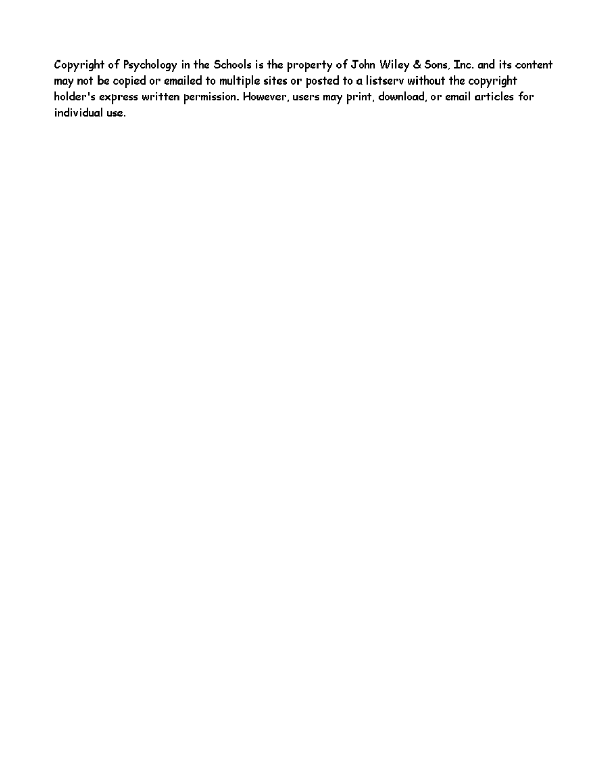Copyright of Psychology in the Schools is the property of John Wiley & Sons, Inc. and its content may not be copied or emailed to multiple sites or posted to a listserv without the copyright holder's express written permission. However, users may print, download, or email articles for individual use.